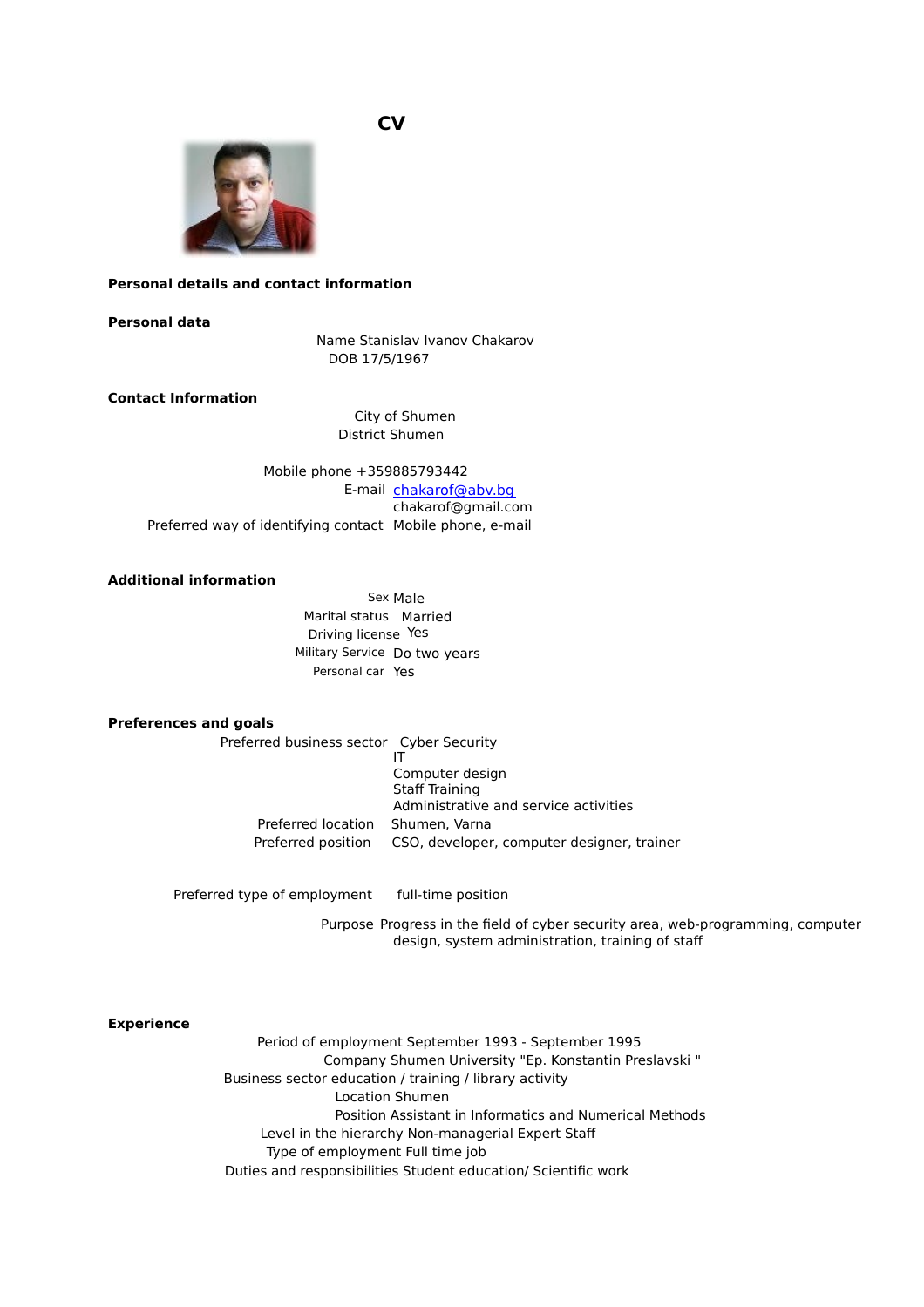# CV

## Personal details and contact information

### Personal data

Name Stanislav Ivanov Chakarov
DOB 17/5/1967

### Contact Information

City of Shumen
District Shumen

Mobile phone +359885793442
E-mail chakarof@abv.bg
chakarof@gmail.com
Preferred way of identifying contact Mobile phone, e-mail

### Additional information

Sex Male
Marital status Married
Driving license Yes
Military Service Do two years
Personal car Yes

### Preferences and goals

Preferred business sector Cyber Security
IT
Computer design
Staff Training
Administrative and service activities
Preferred location Shumen, Varna
Preferred position CSO, developer, computer designer, trainer

Preferred type of employment full-time position

Purpose Progress in the field of cyber security area, web-programming, computer design, system administration, training of staff

### Experience

Period of employment September 1993 - September 1995
Company Shumen University "Ep. Konstantin Preslavski "
Business sector education / training / library activity
Location Shumen
Position Assistant in Informatics and Numerical Methods
Level in the hierarchy Non-managerial Expert Staff
Type of employment Full time job
Duties and responsibilities Student education/ Scientific work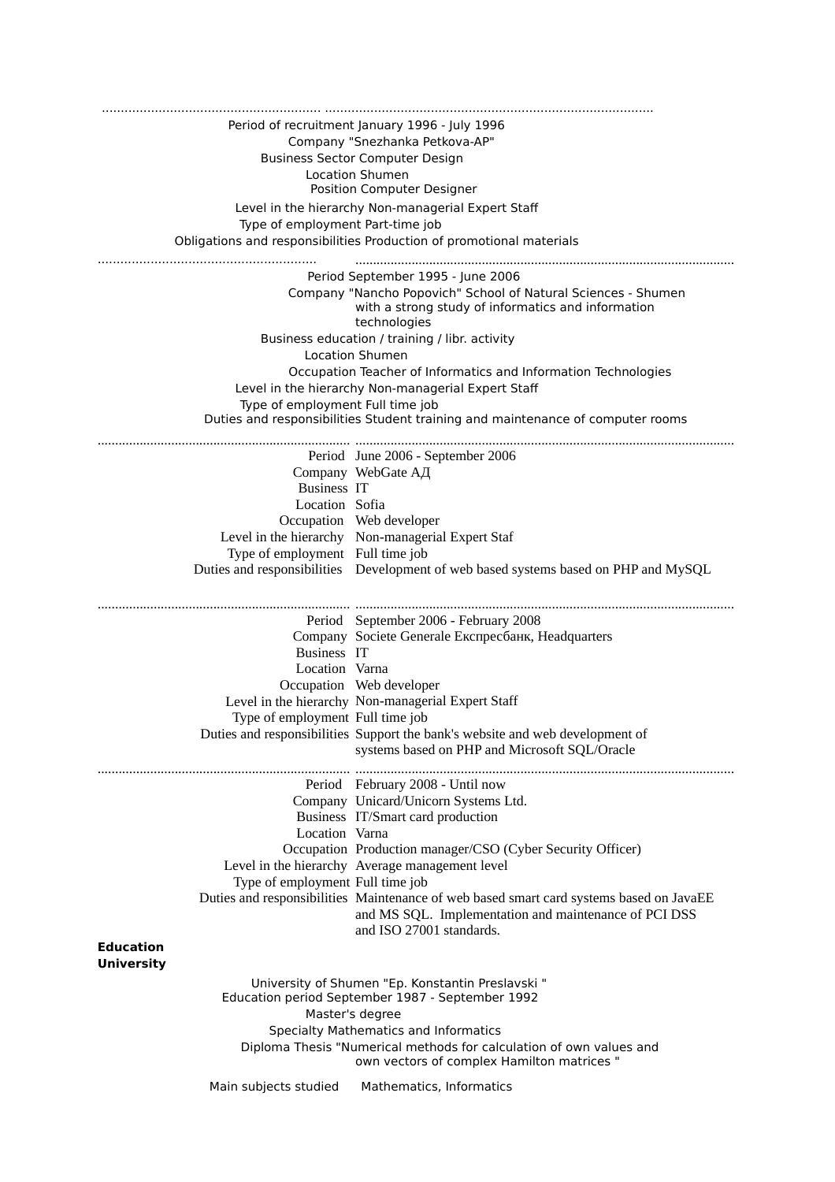Period of recruitment January 1996 - July 1996
Company "Snezhanka Petkova-AP"
Business Sector Computer Design
Location Shumen
Position Computer Designer
Level in the hierarchy Non-managerial Expert Staff
Type of employment Part-time job
Obligations and responsibilities Production of promotional materials

---

Period September 1995 - June 2006
Company "Nancho Popovich" School of Natural Sciences - Shumen with a strong study of informatics and information technologies
Business education / training / libr. activity
Location Shumen
Occupation Teacher of Informatics and Information Technologies
Level in the hierarchy Non-managerial Expert Staff
Type of employment Full time job
Duties and responsibilities Student training and maintenance of computer rooms

---

| | |
|---|---|
| Period | June 2006 - September 2006 |
| Company | WebGate АД |
| Business | IT |
| Location | Sofia |
| Occupation | Web developer |
| Level in the hierarchy | Non-managerial Expert Staf |
| Type of employment | Full time job |
| Duties and responsibilities | Development of web based systems based on PHP and MySQL |

---

| | |
|---|---|
| Period | September 2006 - February 2008 |
| Company | Societe Generale Експресбанк, Headquarters |
| Business | IT |
| Location | Varna |
| Occupation | Web developer |
| Level in the hierarchy | Non-managerial Expert Staff |
| Type of employment | Full time job |
| Duties and responsibilities | Support the bank's website and web development of systems based on PHP and Microsoft SQL/Oracle |

---

| | |
|---|---|
| Period | February 2008 - Until now |
| Company | Unicard/Unicorn Systems Ltd. |
| Business | IT/Smart card production |
| Location | Varna |
| Occupation | Production manager/CSO (Cyber Security Officer) |
| Level in the hierarchy | Average management level |
| Type of employment | Full time job |
| Duties and responsibilities | Maintenance of web based smart card systems based on JavaEE and MS SQL. Implementation and maintenance of PCI DSS and ISO 27001 standards. |

**Education**
**University**

University of Shumen "Ep. Konstantin Preslavski "
Education period September 1987 - September 1992
Master's degree
Specialty Mathematics and Informatics
Diploma Thesis "Numerical methods for calculation of own values and own vectors of complex Hamilton matrices "

Main subjects studied Mathematics, Informatics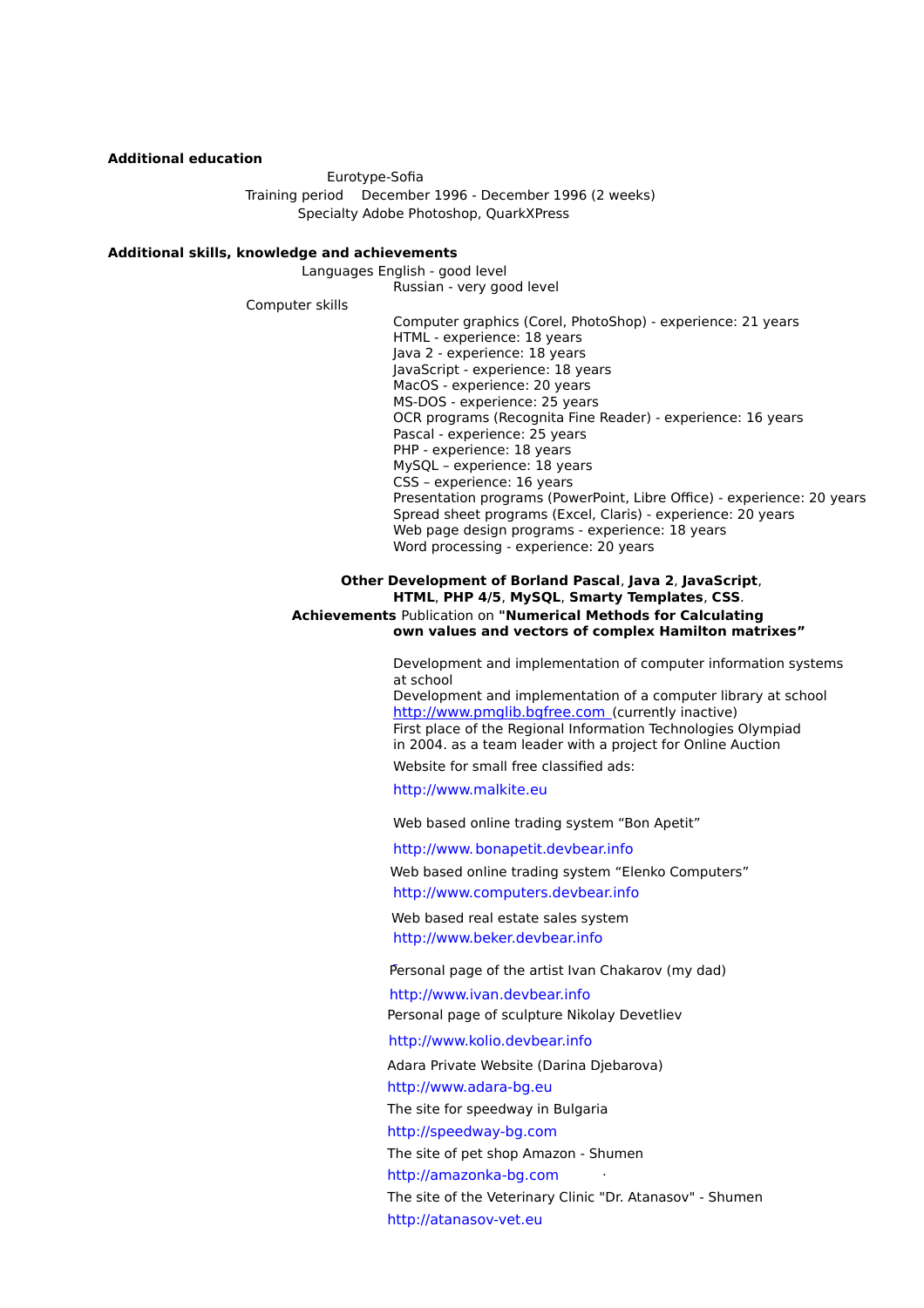**Additional education**

Eurotype-Sofia

Training period December 1996 - December 1996 (2 weeks)

Specialty Adobe Photoshop, QuarkXPress

**Additional skills, knowledge and achievements**

Languages English - good level

Russian - very good level

Computer skills

Computer graphics (Corel, PhotoShop) - experience: 21 years
HTML - experience: 18 years
Java 2 - experience: 18 years
JavaScript - experience: 18 years
MacOS - experience: 20 years
MS-DOS - experience: 25 years
OCR programs (Recognita Fine Reader) - experience: 16 years
Pascal - experience: 25 years
PHP - experience: 18 years
MySQL – experience: 18 years
CSS – experience: 16 years
Presentation programs (PowerPoint, Libre Office) - experience: 20 years
Spread sheet programs (Excel, Claris) - experience: 20 years
Web page design programs - experience: 18 years
Word processing - experience: 20 years

**Other Development of Borland Pascal**, **Java 2**, **JavaScript**, **HTML**, **PHP 4/5**, **MySQL**, **Smarty Templates**, **CSS**.

**Achievements** Publication on **"Numerical Methods for Calculating own values and vectors of complex Hamilton matrixes"**

Development and implementation of computer information systems at school

Development and implementation of a computer library at school
http://www.pmglib.bgfree.com (currently inactive)

First place of the Regional Information Technologies Olympiad in 2004. as a team leader with a project for Online Auction

Website for small free classified ads:

http://www.malkite.eu

Web based online trading system "Bon Apetit"

http://www.bonapetit.devbear.info

Web based online trading system "Elenko Computers"

http://www.computers.devbear.info

Web based real estate sales system

http://www.beker.devbear.info

Personal page of the artist Ivan Chakarov (my dad)

http://www.ivan.devbear.info

Personal page of sculpture Nikolay Devetliev

http://www.kolio.devbear.info

Adara Private Website (Darina Djebarova)

http://www.adara-bg.eu

The site for speedway in Bulgaria

http://speedway-bg.com

The site of pet shop Amazon - Shumen

http://amazonka-bg.com

The site of the Veterinary Clinic "Dr. Atanasov" - Shumen

http://atanasov-vet.eu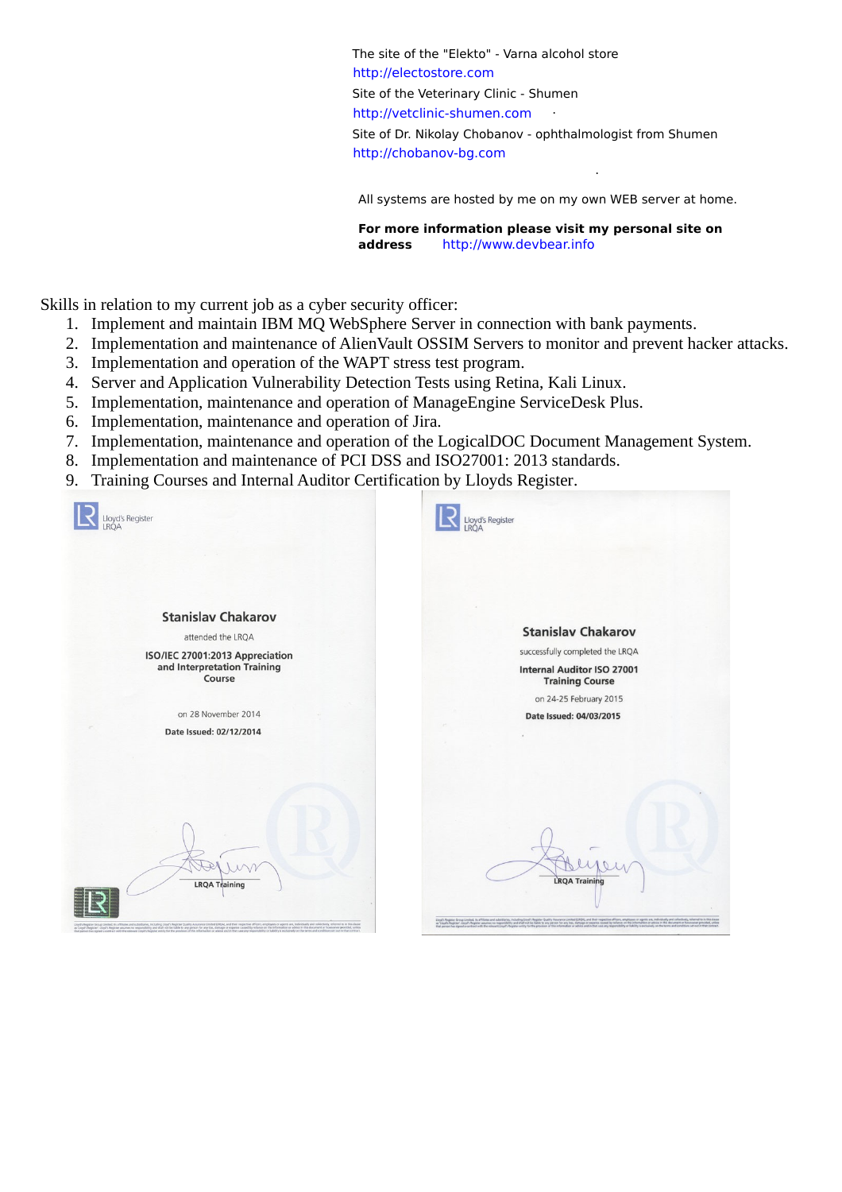The site of the "Elekto" - Varna alcohol store
http://electostore.com

Site of the Veterinary Clinic - Shumen
http://vetclinic-shumen.com

Site of Dr. Nikolay Chobanov - ophthalmologist from Shumen
http://chobanov-bg.com

All systems are hosted by me on my own WEB server at home.

**For more information please visit my personal site on address** http://www.devbear.info

Skills in relation to my current job as a cyber security officer:

1. Implement and maintain IBM MQ WebSphere Server in connection with bank payments.
2. Implementation and maintenance of AlienVault OSSIM Servers to monitor and prevent hacker attacks.
3. Implementation and operation of the WAPT stress test program.
4. Server and Application Vulnerability Detection Tests using Retina, Kali Linux.
5. Implementation, maintenance and operation of ManageEngine ServiceDesk Plus.
6. Implementation, maintenance and operation of Jira.
7. Implementation, maintenance and operation of the LogicalDOC Document Management System.
8. Implementation and maintenance of PCI DSS and ISO27001: 2013 standards.
9. Training Courses and Internal Auditor Certification by Lloyds Register.

Lloyd's Register LRQA

**Stanislav Chakarov**

attended the LRQA

**ISO/IEC 27001:2013 Appreciation and Interpretation Training Course**

on 28 November 2014

**Date Issued: 02/12/2014**

LRQA Training

Lloyd's Register LRQA

**Stanislav Chakarov**

successfully completed the LRQA

**Internal Auditor ISO 27001 Training Course**

on 24-25 February 2015

**Date Issued: 04/03/2015**

LRQA Training